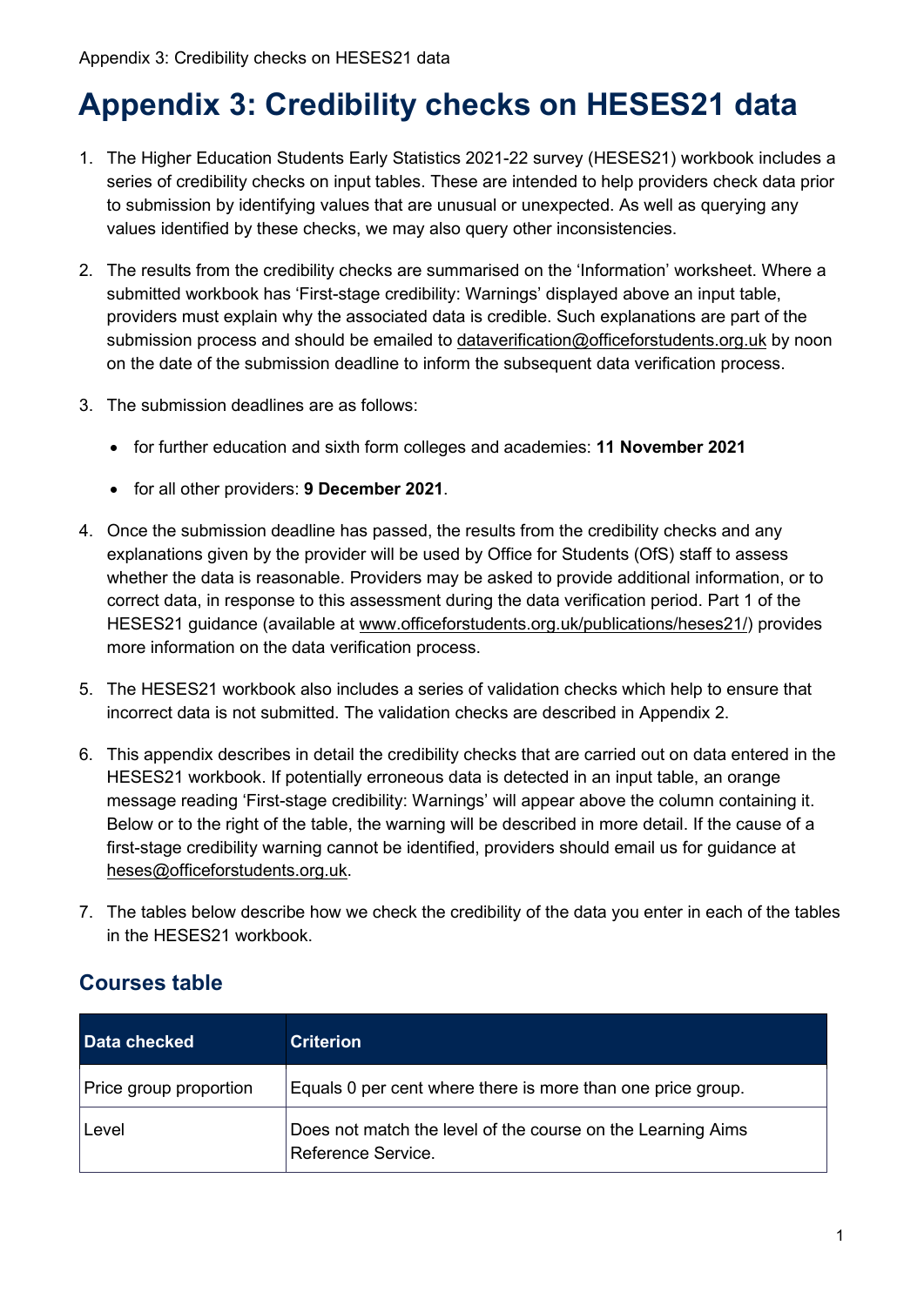# Appendix 3: Credibility checks on HESES21 data

1. The Higher Education Students Early Statistics 2021-22 survey (HESES21) workbook includes a series of credibility checks on input tables. These are intended to help providers check data prior to submission by identifying values that are unusual or unexpected. As well as querying any values identified by these checks, we may also query other inconsistencies.

2. The results from the credibility checks are summarised on the 'Information' worksheet. Where a submitted workbook has 'First-stage credibility: Warnings' displayed above an input table, providers must explain why the associated data is credible. Such explanations are part of the submission process and should be emailed to dataverification@officeforstudents.org.uk by noon on the date of the submission deadline to inform the subsequent data verification process.

3. The submission deadlines are as follows:

   - for further education and sixth form colleges and academies: **11 November 2021**
   - for all other providers: **9 December 2021**.

4. Once the submission deadline has passed, the results from the credibility checks and any explanations given by the provider will be used by Office for Students (OfS) staff to assess whether the data is reasonable. Providers may be asked to provide additional information, or to correct data, in response to this assessment during the data verification period. Part 1 of the HESES21 guidance (available at www.officeforstudents.org.uk/publications/heses21/) provides more information on the data verification process.

5. The HESES21 workbook also includes a series of validation checks which help to ensure that incorrect data is not submitted. The validation checks are described in Appendix 2.

6. This appendix describes in detail the credibility checks that are carried out on data entered in the HESES21 workbook. If potentially erroneous data is detected in an input table, an orange message reading 'First-stage credibility: Warnings' will appear above the column containing it. Below or to the right of the table, the warning will be described in more detail. If the cause of a first-stage credibility warning cannot be identified, providers should email us for guidance at heses@officeforstudents.org.uk.

7. The tables below describe how we check the credibility of the data you enter in each of the tables in the HESES21 workbook.

## Courses table

| Data checked | Criterion |
|---|---|
| Price group proportion | Equals 0 per cent where there is more than one price group. |
| Level | Does not match the level of the course on the Learning Aims Reference Service. |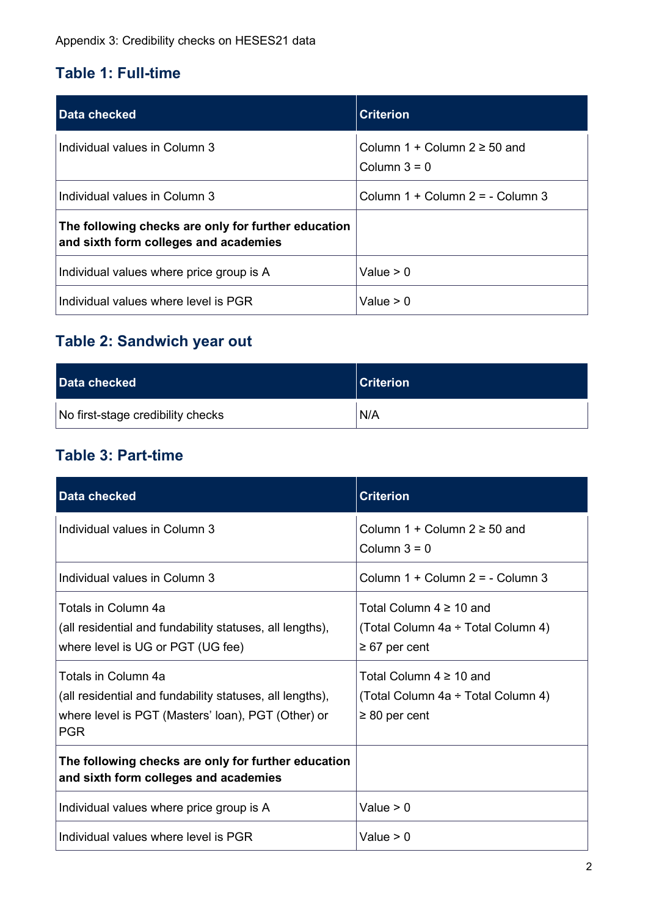Appendix 3: Credibility checks on HESES21 data

## Table 1: Full-time

| Data checked | Criterion |
|---|---|
| Individual values in Column 3 | Column 1 + Column 2 ≥ 50 and Column 3 = 0 |
| Individual values in Column 3 | Column 1 + Column 2 = - Column 3 |
| **The following checks are only for further education and sixth form colleges and academies** | |
| Individual values where price group is A | Value > 0 |
| Individual values where level is PGR | Value > 0 |

## Table 2: Sandwich year out

| Data checked | Criterion |
|---|---|
| No first-stage credibility checks | N/A |

## Table 3: Part-time

| Data checked | Criterion |
|---|---|
| Individual values in Column 3 | Column 1 + Column 2 ≥ 50 and Column 3 = 0 |
| Individual values in Column 3 | Column 1 + Column 2 = - Column 3 |
| Totals in Column 4a (all residential and fundability statuses, all lengths), where level is UG or PGT (UG fee) | Total Column 4 ≥ 10 and (Total Column 4a ÷ Total Column 4) ≥ 67 per cent |
| Totals in Column 4a (all residential and fundability statuses, all lengths), where level is PGT (Masters' loan), PGT (Other) or PGR | Total Column 4 ≥ 10 and (Total Column 4a ÷ Total Column 4) ≥ 80 per cent |
| **The following checks are only for further education and sixth form colleges and academies** | |
| Individual values where price group is A | Value > 0 |
| Individual values where level is PGR | Value > 0 |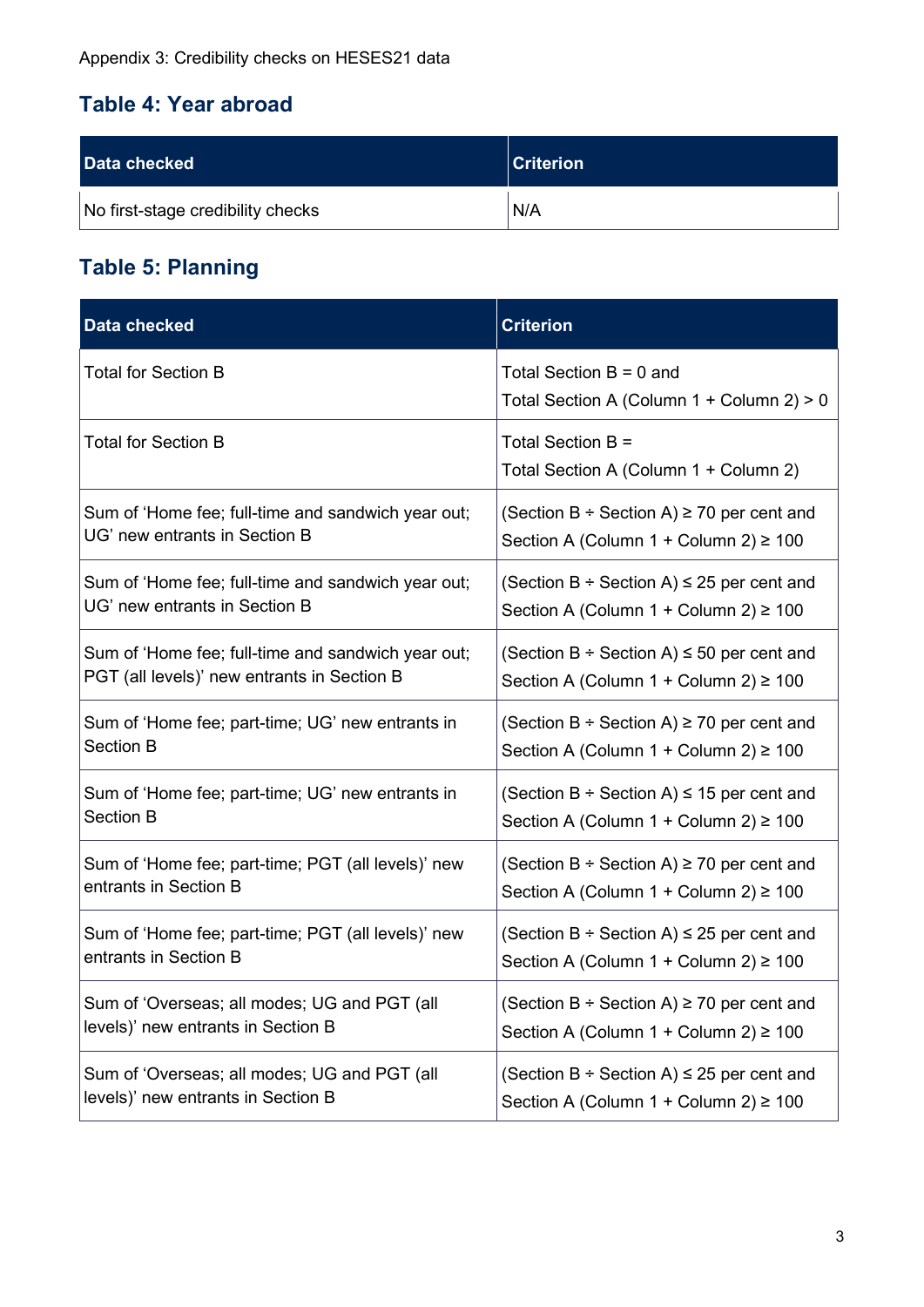Appendix 3: Credibility checks on HESES21 data

## Table 4: Year abroad

| Data checked | Criterion |
| --- | --- |
| No first-stage credibility checks | N/A |

## Table 5: Planning

| Data checked | Criterion |
| --- | --- |
| Total for Section B | Total Section B = 0 and Total Section A (Column 1 + Column 2) > 0 |
| Total for Section B | Total Section B = Total Section A (Column 1 + Column 2) |
| Sum of 'Home fee; full-time and sandwich year out; UG' new entrants in Section B | (Section B ÷ Section A) ≥ 70 per cent and Section A (Column 1 + Column 2) ≥ 100 |
| Sum of 'Home fee; full-time and sandwich year out; UG' new entrants in Section B | (Section B ÷ Section A) ≤ 25 per cent and Section A (Column 1 + Column 2) ≥ 100 |
| Sum of 'Home fee; full-time and sandwich year out; PGT (all levels)' new entrants in Section B | (Section B ÷ Section A) ≤ 50 per cent and Section A (Column 1 + Column 2) ≥ 100 |
| Sum of 'Home fee; part-time; UG' new entrants in Section B | (Section B ÷ Section A) ≥ 70 per cent and Section A (Column 1 + Column 2) ≥ 100 |
| Sum of 'Home fee; part-time; UG' new entrants in Section B | (Section B ÷ Section A) ≤ 15 per cent and Section A (Column 1 + Column 2) ≥ 100 |
| Sum of 'Home fee; part-time; PGT (all levels)' new entrants in Section B | (Section B ÷ Section A) ≥ 70 per cent and Section A (Column 1 + Column 2) ≥ 100 |
| Sum of 'Home fee; part-time; PGT (all levels)' new entrants in Section B | (Section B ÷ Section A) ≤ 25 per cent and Section A (Column 1 + Column 2) ≥ 100 |
| Sum of 'Overseas; all modes; UG and PGT (all levels)' new entrants in Section B | (Section B ÷ Section A) ≥ 70 per cent and Section A (Column 1 + Column 2) ≥ 100 |
| Sum of 'Overseas; all modes; UG and PGT (all levels)' new entrants in Section B | (Section B ÷ Section A) ≤ 25 per cent and Section A (Column 1 + Column 2) ≥ 100 |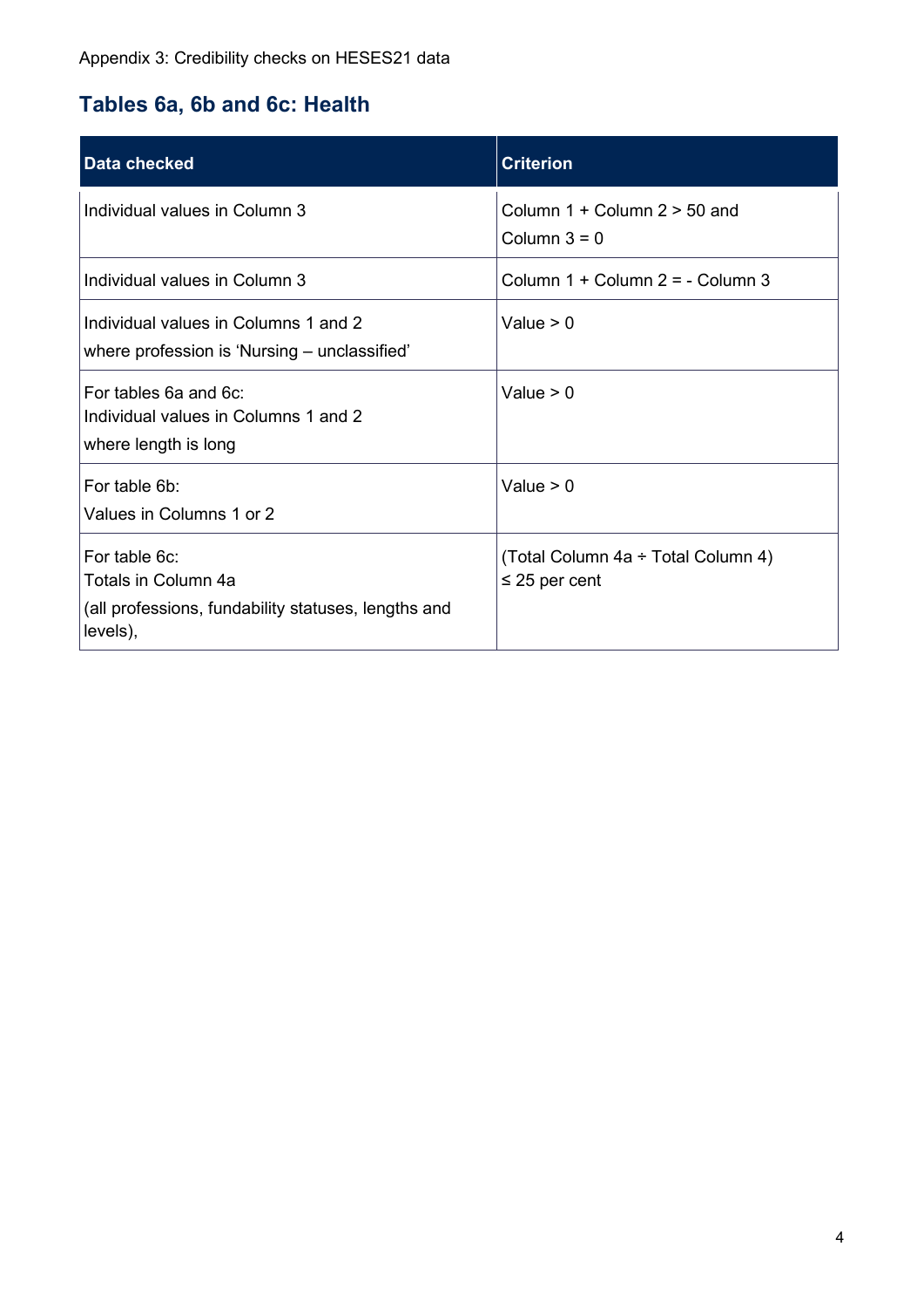Appendix 3: Credibility checks on HESES21 data

## Tables 6a, 6b and 6c: Health

| Data checked | Criterion |
| --- | --- |
| Individual values in Column 3 | Column 1 + Column 2 > 50 and Column 3 = 0 |
| Individual values in Column 3 | Column 1 + Column 2 = - Column 3 |
| Individual values in Columns 1 and 2 where profession is 'Nursing – unclassified' | Value > 0 |
| For tables 6a and 6c: Individual values in Columns 1 and 2 where length is long | Value > 0 |
| For table 6b: Values in Columns 1 or 2 | Value > 0 |
| For table 6c: Totals in Column 4a (all professions, fundability statuses, lengths and levels), | (Total Column 4a ÷ Total Column 4) ≤ 25 per cent |